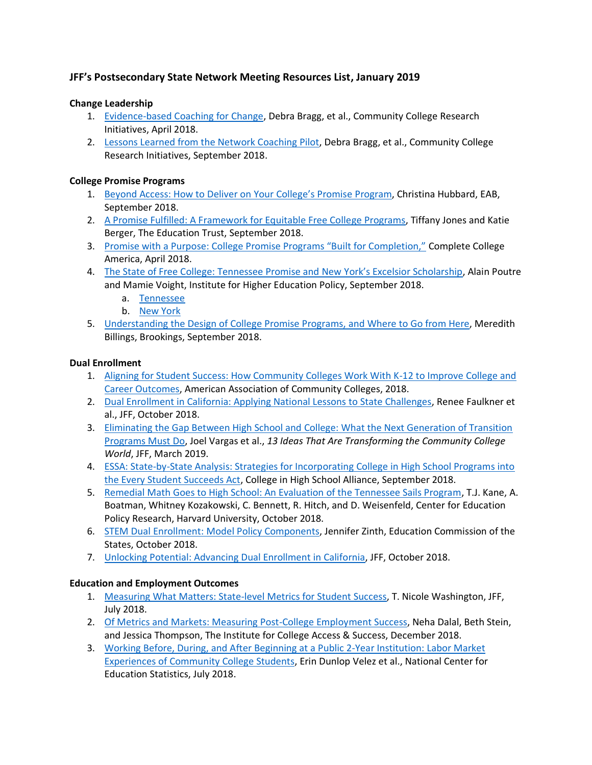## JFF's Postsecondary State Network Meeting Resources List, January 2019

### Change Leadership

1. Evidence-based Coaching for Change, Debra Bragg, et al., Community College Research Initiatives, April 2018.
2. Lessons Learned from the Network Coaching Pilot, Debra Bragg, et al., Community College Research Initiatives, September 2018.

### College Promise Programs

1. Beyond Access: How to Deliver on Your College's Promise Program, Christina Hubbard, EAB, September 2018.
2. A Promise Fulfilled: A Framework for Equitable Free College Programs, Tiffany Jones and Katie Berger, The Education Trust, September 2018.
3. Promise with a Purpose: College Promise Programs "Built for Completion," Complete College America, April 2018.
4. The State of Free College: Tennessee Promise and New York's Excelsior Scholarship, Alain Poutre and Mamie Voight, Institute for Higher Education Policy, September 2018.
   a. Tennessee
   b. New York
5. Understanding the Design of College Promise Programs, and Where to Go from Here, Meredith Billings, Brookings, September 2018.

### Dual Enrollment

1. Aligning for Student Success: How Community Colleges Work With K-12 to Improve College and Career Outcomes, American Association of Community Colleges, 2018.
2. Dual Enrollment in California: Applying National Lessons to State Challenges, Renee Faulkner et al., JFF, October 2018.
3. Eliminating the Gap Between High School and College: What the Next Generation of Transition Programs Must Do, Joel Vargas et al., *13 Ideas That Are Transforming the Community College World*, JFF, March 2019.
4. ESSA: State-by-State Analysis: Strategies for Incorporating College in High School Programs into the Every Student Succeeds Act, College in High School Alliance, September 2018.
5. Remedial Math Goes to High School: An Evaluation of the Tennessee Sails Program, T.J. Kane, A. Boatman, Whitney Kozakowski, C. Bennett, R. Hitch, and D. Weisenfeld, Center for Education Policy Research, Harvard University, October 2018.
6. STEM Dual Enrollment: Model Policy Components, Jennifer Zinth, Education Commission of the States, October 2018.
7. Unlocking Potential: Advancing Dual Enrollment in California, JFF, October 2018.

### Education and Employment Outcomes

1. Measuring What Matters: State-level Metrics for Student Success, T. Nicole Washington, JFF, July 2018.
2. Of Metrics and Markets: Measuring Post-College Employment Success, Neha Dalal, Beth Stein, and Jessica Thompson, The Institute for College Access & Success, December 2018.
3. Working Before, During, and After Beginning at a Public 2-Year Institution: Labor Market Experiences of Community College Students, Erin Dunlop Velez et al., National Center for Education Statistics, July 2018.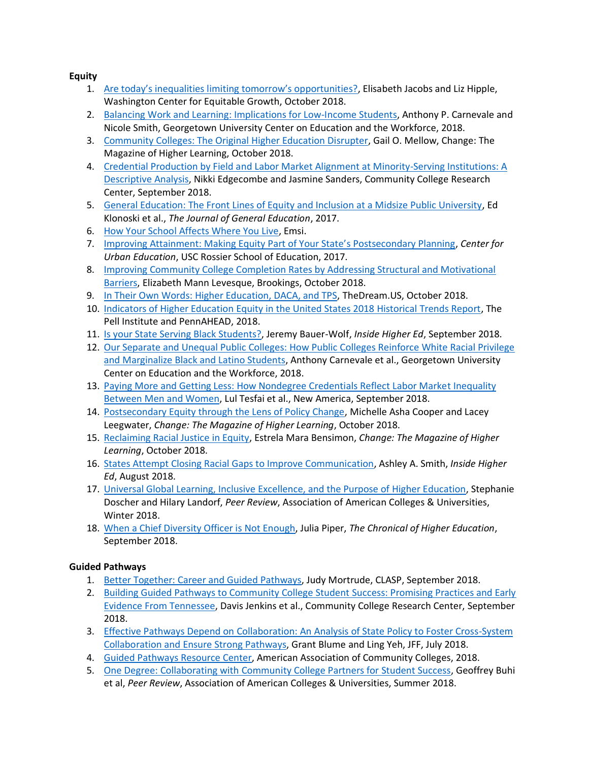**Equity**

1. Are today's inequalities limiting tomorrow's opportunities?, Elisabeth Jacobs and Liz Hipple, Washington Center for Equitable Growth, October 2018.
2. Balancing Work and Learning: Implications for Low-Income Students, Anthony P. Carnevale and Nicole Smith, Georgetown University Center on Education and the Workforce, 2018.
3. Community Colleges: The Original Higher Education Disrupter, Gail O. Mellow, Change: The Magazine of Higher Learning, October 2018.
4. Credential Production by Field and Labor Market Alignment at Minority-Serving Institutions: A Descriptive Analysis, Nikki Edgecombe and Jasmine Sanders, Community College Research Center, September 2018.
5. General Education: The Front Lines of Equity and Inclusion at a Midsize Public University, Ed Klonoski et al., *The Journal of General Education*, 2017.
6. How Your School Affects Where You Live, Emsi.
7. Improving Attainment: Making Equity Part of Your State's Postsecondary Planning, *Center for Urban Education*, USC Rossier School of Education, 2017.
8. Improving Community College Completion Rates by Addressing Structural and Motivational Barriers, Elizabeth Mann Levesque, Brookings, October 2018.
9. In Their Own Words: Higher Education, DACA, and TPS, TheDream.US, October 2018.
10. Indicators of Higher Education Equity in the United States 2018 Historical Trends Report, The Pell Institute and PennAHEAD, 2018.
11. Is your State Serving Black Students?, Jeremy Bauer-Wolf, *Inside Higher Ed*, September 2018.
12. Our Separate and Unequal Public Colleges: How Public Colleges Reinforce White Racial Privilege and Marginalize Black and Latino Students, Anthony Carnevale et al., Georgetown University Center on Education and the Workforce, 2018.
13. Paying More and Getting Less: How Nondegree Credentials Reflect Labor Market Inequality Between Men and Women, Lul Tesfai et al., New America, September 2018.
14. Postsecondary Equity through the Lens of Policy Change, Michelle Asha Cooper and Lacey Leegwater, *Change: The Magazine of Higher Learning*, October 2018.
15. Reclaiming Racial Justice in Equity, Estrela Mara Bensimon, *Change: The Magazine of Higher Learning*, October 2018.
16. States Attempt Closing Racial Gaps to Improve Communication, Ashley A. Smith, *Inside Higher Ed*, August 2018.
17. Universal Global Learning, Inclusive Excellence, and the Purpose of Higher Education, Stephanie Doscher and Hilary Landorf, *Peer Review*, Association of American Colleges & Universities, Winter 2018.
18. When a Chief Diversity Officer is Not Enough, Julia Piper, *The Chronical of Higher Education*, September 2018.

**Guided Pathways**

1. Better Together: Career and Guided Pathways, Judy Mortrude, CLASP, September 2018.
2. Building Guided Pathways to Community College Student Success: Promising Practices and Early Evidence From Tennessee, Davis Jenkins et al., Community College Research Center, September 2018.
3. Effective Pathways Depend on Collaboration: An Analysis of State Policy to Foster Cross-System Collaboration and Ensure Strong Pathways, Grant Blume and Ling Yeh, JFF, July 2018.
4. Guided Pathways Resource Center, American Association of Community Colleges, 2018.
5. One Degree: Collaborating with Community College Partners for Student Success, Geoffrey Buhi et al, *Peer Review*, Association of American Colleges & Universities, Summer 2018.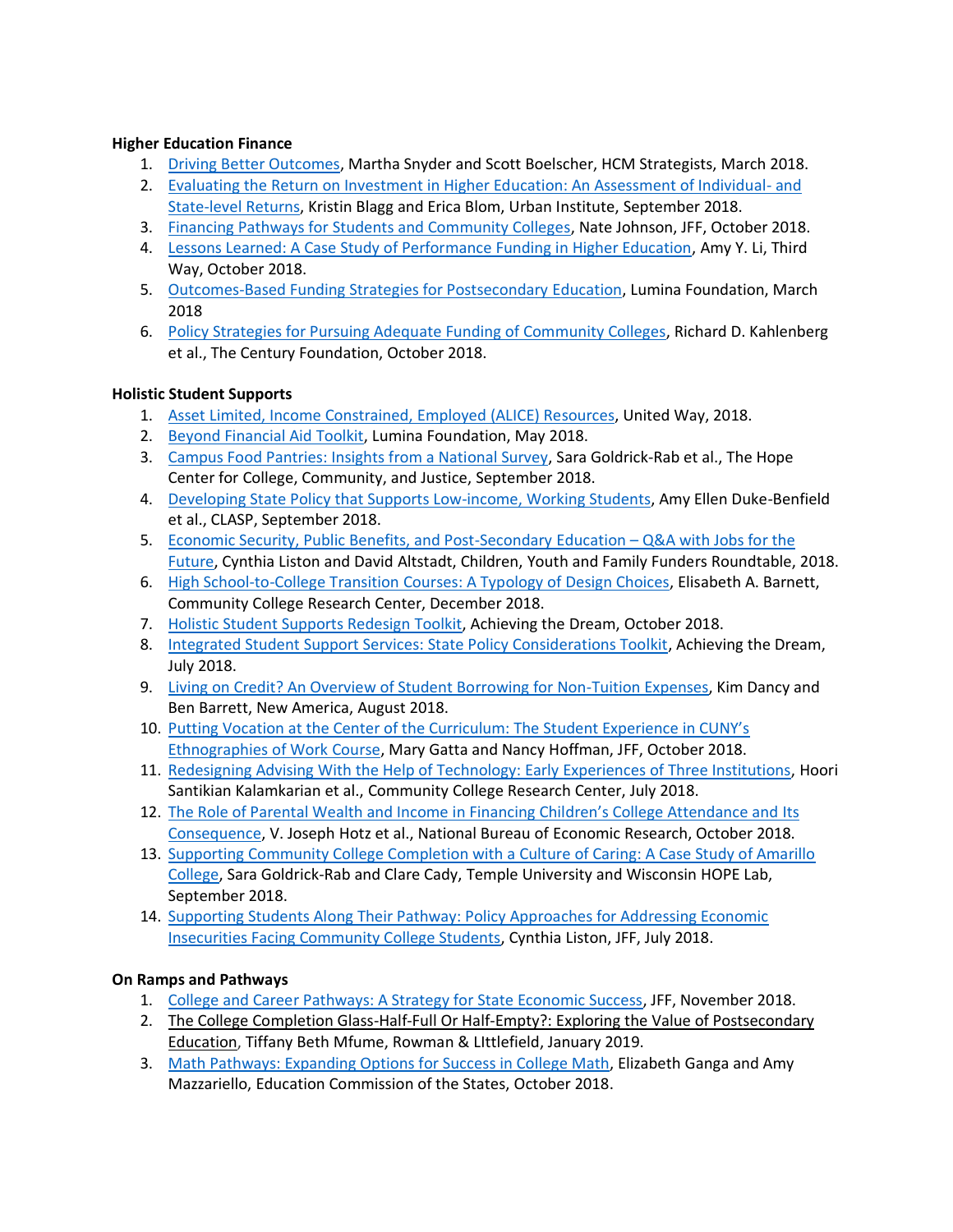**Higher Education Finance**

1. Driving Better Outcomes, Martha Snyder and Scott Boelscher, HCM Strategists, March 2018.
2. Evaluating the Return on Investment in Higher Education: An Assessment of Individual- and State-level Returns, Kristin Blagg and Erica Blom, Urban Institute, September 2018.
3. Financing Pathways for Students and Community Colleges, Nate Johnson, JFF, October 2018.
4. Lessons Learned: A Case Study of Performance Funding in Higher Education, Amy Y. Li, Third Way, October 2018.
5. Outcomes-Based Funding Strategies for Postsecondary Education, Lumina Foundation, March 2018
6. Policy Strategies for Pursuing Adequate Funding of Community Colleges, Richard D. Kahlenberg et al., The Century Foundation, October 2018.

**Holistic Student Supports**

1. Asset Limited, Income Constrained, Employed (ALICE) Resources, United Way, 2018.
2. Beyond Financial Aid Toolkit, Lumina Foundation, May 2018.
3. Campus Food Pantries: Insights from a National Survey, Sara Goldrick-Rab et al., The Hope Center for College, Community, and Justice, September 2018.
4. Developing State Policy that Supports Low-income, Working Students, Amy Ellen Duke-Benfield et al., CLASP, September 2018.
5. Economic Security, Public Benefits, and Post-Secondary Education – Q&A with Jobs for the Future, Cynthia Liston and David Altstadt, Children, Youth and Family Funders Roundtable, 2018.
6. High School-to-College Transition Courses: A Typology of Design Choices, Elisabeth A. Barnett, Community College Research Center, December 2018.
7. Holistic Student Supports Redesign Toolkit, Achieving the Dream, October 2018.
8. Integrated Student Support Services: State Policy Considerations Toolkit, Achieving the Dream, July 2018.
9. Living on Credit? An Overview of Student Borrowing for Non-Tuition Expenses, Kim Dancy and Ben Barrett, New America, August 2018.
10. Putting Vocation at the Center of the Curriculum: The Student Experience in CUNY's Ethnographies of Work Course, Mary Gatta and Nancy Hoffman, JFF, October 2018.
11. Redesigning Advising With the Help of Technology: Early Experiences of Three Institutions, Hoori Santikian Kalamkarian et al., Community College Research Center, July 2018.
12. The Role of Parental Wealth and Income in Financing Children's College Attendance and Its Consequence, V. Joseph Hotz et al., National Bureau of Economic Research, October 2018.
13. Supporting Community College Completion with a Culture of Caring: A Case Study of Amarillo College, Sara Goldrick-Rab and Clare Cady, Temple University and Wisconsin HOPE Lab, September 2018.
14. Supporting Students Along Their Pathway: Policy Approaches for Addressing Economic Insecurities Facing Community College Students, Cynthia Liston, JFF, July 2018.

**On Ramps and Pathways**

1. College and Career Pathways: A Strategy for State Economic Success, JFF, November 2018.
2. The College Completion Glass-Half-Full Or Half-Empty?: Exploring the Value of Postsecondary Education, Tiffany Beth Mfume, Rowman & LIttlefield, January 2019.
3. Math Pathways: Expanding Options for Success in College Math, Elizabeth Ganga and Amy Mazzariello, Education Commission of the States, October 2018.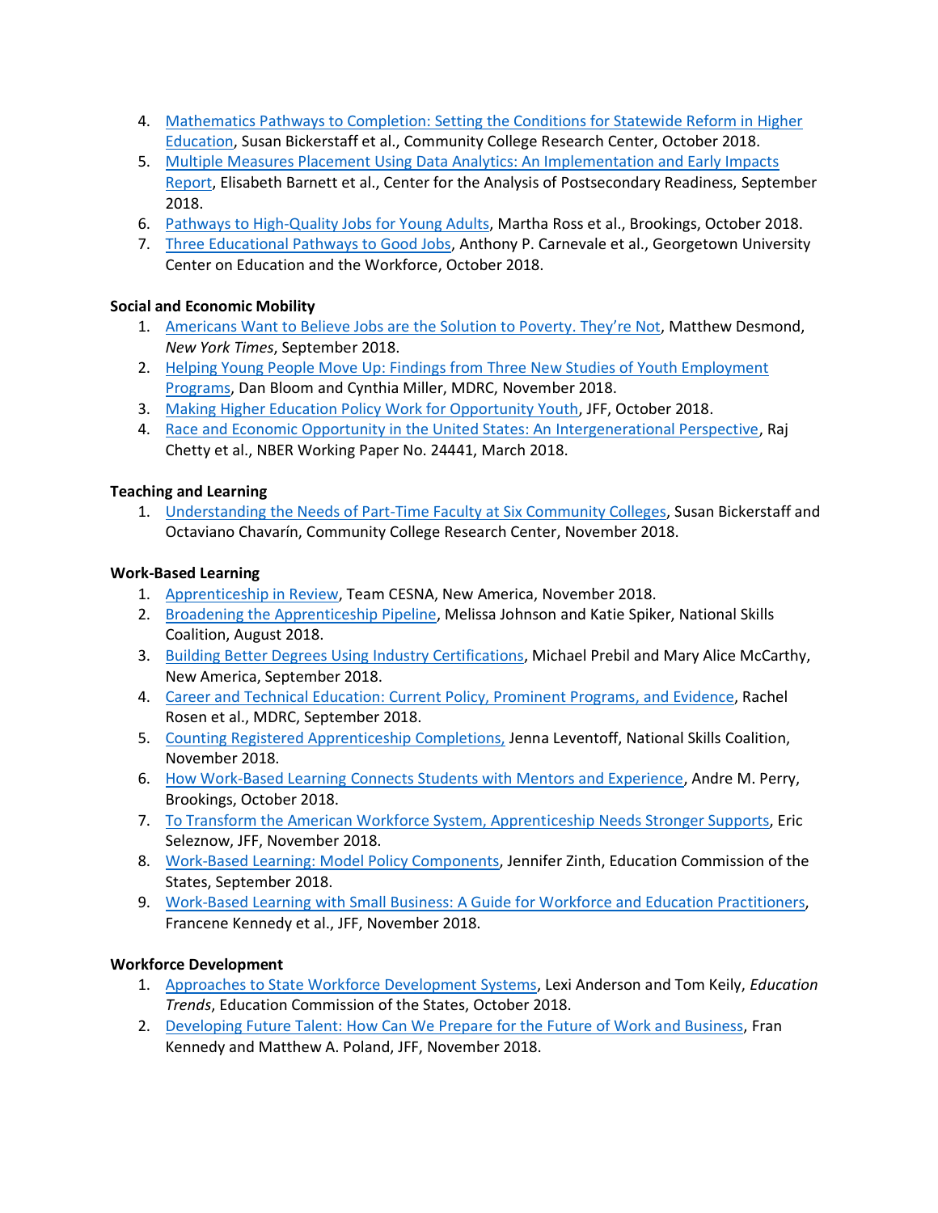4. Mathematics Pathways to Completion: Setting the Conditions for Statewide Reform in Higher Education, Susan Bickerstaff et al., Community College Research Center, October 2018.
5. Multiple Measures Placement Using Data Analytics: An Implementation and Early Impacts Report, Elisabeth Barnett et al., Center for the Analysis of Postsecondary Readiness, September 2018.
6. Pathways to High-Quality Jobs for Young Adults, Martha Ross et al., Brookings, October 2018.
7. Three Educational Pathways to Good Jobs, Anthony P. Carnevale et al., Georgetown University Center on Education and the Workforce, October 2018.

**Social and Economic Mobility**

1. Americans Want to Believe Jobs are the Solution to Poverty. They're Not, Matthew Desmond, *New York Times*, September 2018.
2. Helping Young People Move Up: Findings from Three New Studies of Youth Employment Programs, Dan Bloom and Cynthia Miller, MDRC, November 2018.
3. Making Higher Education Policy Work for Opportunity Youth, JFF, October 2018.
4. Race and Economic Opportunity in the United States: An Intergenerational Perspective, Raj Chetty et al., NBER Working Paper No. 24441, March 2018.

**Teaching and Learning**

1. Understanding the Needs of Part-Time Faculty at Six Community Colleges, Susan Bickerstaff and Octaviano Chavarín, Community College Research Center, November 2018.

**Work-Based Learning**

1. Apprenticeship in Review, Team CESNA, New America, November 2018.
2. Broadening the Apprenticeship Pipeline, Melissa Johnson and Katie Spiker, National Skills Coalition, August 2018.
3. Building Better Degrees Using Industry Certifications, Michael Prebil and Mary Alice McCarthy, New America, September 2018.
4. Career and Technical Education: Current Policy, Prominent Programs, and Evidence, Rachel Rosen et al., MDRC, September 2018.
5. Counting Registered Apprenticeship Completions, Jenna Leventoff, National Skills Coalition, November 2018.
6. How Work-Based Learning Connects Students with Mentors and Experience, Andre M. Perry, Brookings, October 2018.
7. To Transform the American Workforce System, Apprenticeship Needs Stronger Supports, Eric Seleznow, JFF, November 2018.
8. Work-Based Learning: Model Policy Components, Jennifer Zinth, Education Commission of the States, September 2018.
9. Work-Based Learning with Small Business: A Guide for Workforce and Education Practitioners, Francene Kennedy et al., JFF, November 2018.

**Workforce Development**

1. Approaches to State Workforce Development Systems, Lexi Anderson and Tom Keily, *Education Trends*, Education Commission of the States, October 2018.
2. Developing Future Talent: How Can We Prepare for the Future of Work and Business, Fran Kennedy and Matthew A. Poland, JFF, November 2018.